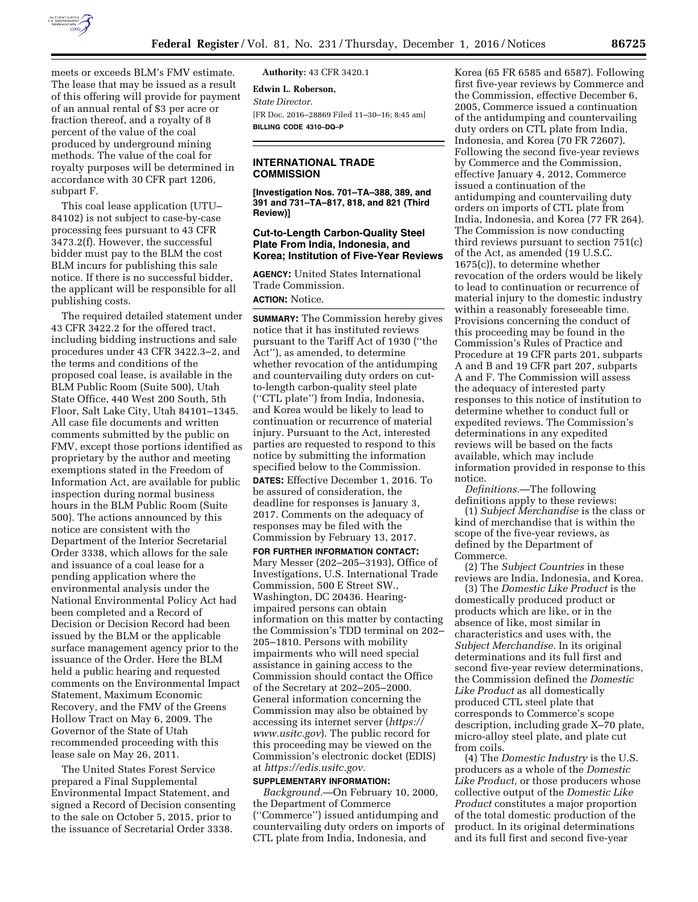meets or exceeds BLM's FMV estimate. The lease that may be issued as a result of this offering will provide for payment of an annual rental of $3 per acre or fraction thereof, and a royalty of 8 percent of the value of the coal produced by underground mining methods. The value of the coal for royalty purposes will be determined in accordance with 30 CFR part 1206, subpart F.

This coal lease application (UTU–84102) is not subject to case-by-case processing fees pursuant to 43 CFR 3473.2(f). However, the successful bidder must pay to the BLM the cost BLM incurs for publishing this sale notice. If there is no successful bidder, the applicant will be responsible for all publishing costs.

The required detailed statement under 43 CFR 3422.2 for the offered tract, including bidding instructions and sale procedures under 43 CFR 3422.3–2, and the terms and conditions of the proposed coal lease, is available in the BLM Public Room (Suite 500), Utah State Office, 440 West 200 South, 5th Floor, Salt Lake City, Utah 84101–1345. All case file documents and written comments submitted by the public on FMV, except those portions identified as proprietary by the author and meeting exemptions stated in the Freedom of Information Act, are available for public inspection during normal business hours in the BLM Public Room (Suite 500). The actions announced by this notice are consistent with the Department of the Interior Secretarial Order 3338, which allows for the sale and issuance of a coal lease for a pending application where the environmental analysis under the National Environmental Policy Act had been completed and a Record of Decision or Decision Record had been issued by the BLM or the applicable surface management agency prior to the issuance of the Order. Here the BLM held a public hearing and requested comments on the Environmental Impact Statement, Maximum Economic Recovery, and the FMV of the Greens Hollow Tract on May 6, 2009. The Governor of the State of Utah recommended proceeding with this lease sale on May 26, 2011.

The United States Forest Service prepared a Final Supplemental Environmental Impact Statement, and signed a Record of Decision consenting to the sale on October 5, 2015, prior to the issuance of Secretarial Order 3338.

**Authority:** 43 CFR 3420.1

**Edwin L. Roberson,**

*State Director.*

[FR Doc. 2016–28869 Filed 11–30–16; 8:45 am]

**BILLING CODE 4310–DQ–P**

## INTERNATIONAL TRADE COMMISSION

**[Investigation Nos. 701–TA–388, 389, and 391 and 731–TA–817, 818, and 821 (Third Review)]**

### Cut-to-Length Carbon-Quality Steel Plate From India, Indonesia, and Korea; Institution of Five-Year Reviews

**AGENCY:** United States International Trade Commission.

**ACTION:** Notice.

**SUMMARY:** The Commission hereby gives notice that it has instituted reviews pursuant to the Tariff Act of 1930 (''the Act''), as amended, to determine whether revocation of the antidumping and countervailing duty orders on cut-to-length carbon-quality steel plate (''CTL plate'') from India, Indonesia, and Korea would be likely to lead to continuation or recurrence of material injury. Pursuant to the Act, interested parties are requested to respond to this notice by submitting the information specified below to the Commission.

**DATES:** Effective December 1, 2016. To be assured of consideration, the deadline for responses is January 3, 2017. Comments on the adequacy of responses may be filed with the Commission by February 13, 2017.

**FOR FURTHER INFORMATION CONTACT:** Mary Messer (202–205–3193), Office of Investigations, U.S. International Trade Commission, 500 E Street SW., Washington, DC 20436. Hearing-impaired persons can obtain information on this matter by contacting the Commission's TDD terminal on 202–205–1810. Persons with mobility impairments who will need special assistance in gaining access to the Commission should contact the Office of the Secretary at 202–205–2000. General information concerning the Commission may also be obtained by accessing its internet server (*https://www.usitc.gov*). The public record for this proceeding may be viewed on the Commission's electronic docket (EDIS) at *https://edis.usitc.gov.*

**SUPPLEMENTARY INFORMATION:**

*Background.*—On February 10, 2000, the Department of Commerce (''Commerce'') issued antidumping and countervailing duty orders on imports of CTL plate from India, Indonesia, and Korea (65 FR 6585 and 6587). Following first five-year reviews by Commerce and the Commission, effective December 6, 2005, Commerce issued a continuation of the antidumping and countervailing duty orders on CTL plate from India, Indonesia, and Korea (70 FR 72607). Following the second five-year reviews by Commerce and the Commission, effective January 4, 2012, Commerce issued a continuation of the antidumping and countervailing duty orders on imports of CTL plate from India, Indonesia, and Korea (77 FR 264). The Commission is now conducting third reviews pursuant to section 751(c) of the Act, as amended (19 U.S.C. 1675(c)), to determine whether revocation of the orders would be likely to lead to continuation or recurrence of material injury to the domestic industry within a reasonably foreseeable time. Provisions concerning the conduct of this proceeding may be found in the Commission's Rules of Practice and Procedure at 19 CFR parts 201, subparts A and B and 19 CFR part 207, subparts A and F. The Commission will assess the adequacy of interested party responses to this notice of institution to determine whether to conduct full or expedited reviews. The Commission's determinations in any expedited reviews will be based on the facts available, which may include information provided in response to this notice.

*Definitions.*—The following definitions apply to these reviews:

(1) *Subject Merchandise* is the class or kind of merchandise that is within the scope of the five-year reviews, as defined by the Department of Commerce.

(2) The *Subject Countries* in these reviews are India, Indonesia, and Korea.

(3) The *Domestic Like Product* is the domestically produced product or products which are like, or in the absence of like, most similar in characteristics and uses with, the *Subject Merchandise.* In its original determinations and its full first and second five-year review determinations, the Commission defined the *Domestic Like Product* as all domestically produced CTL steel plate that corresponds to Commerce's scope description, including grade X–70 plate, micro-alloy steel plate, and plate cut from coils.

(4) The *Domestic Industry* is the U.S. producers as a whole of the *Domestic Like Product,* or those producers whose collective output of the *Domestic Like Product* constitutes a major proportion of the total domestic production of the product. In its original determinations and its full first and second five-year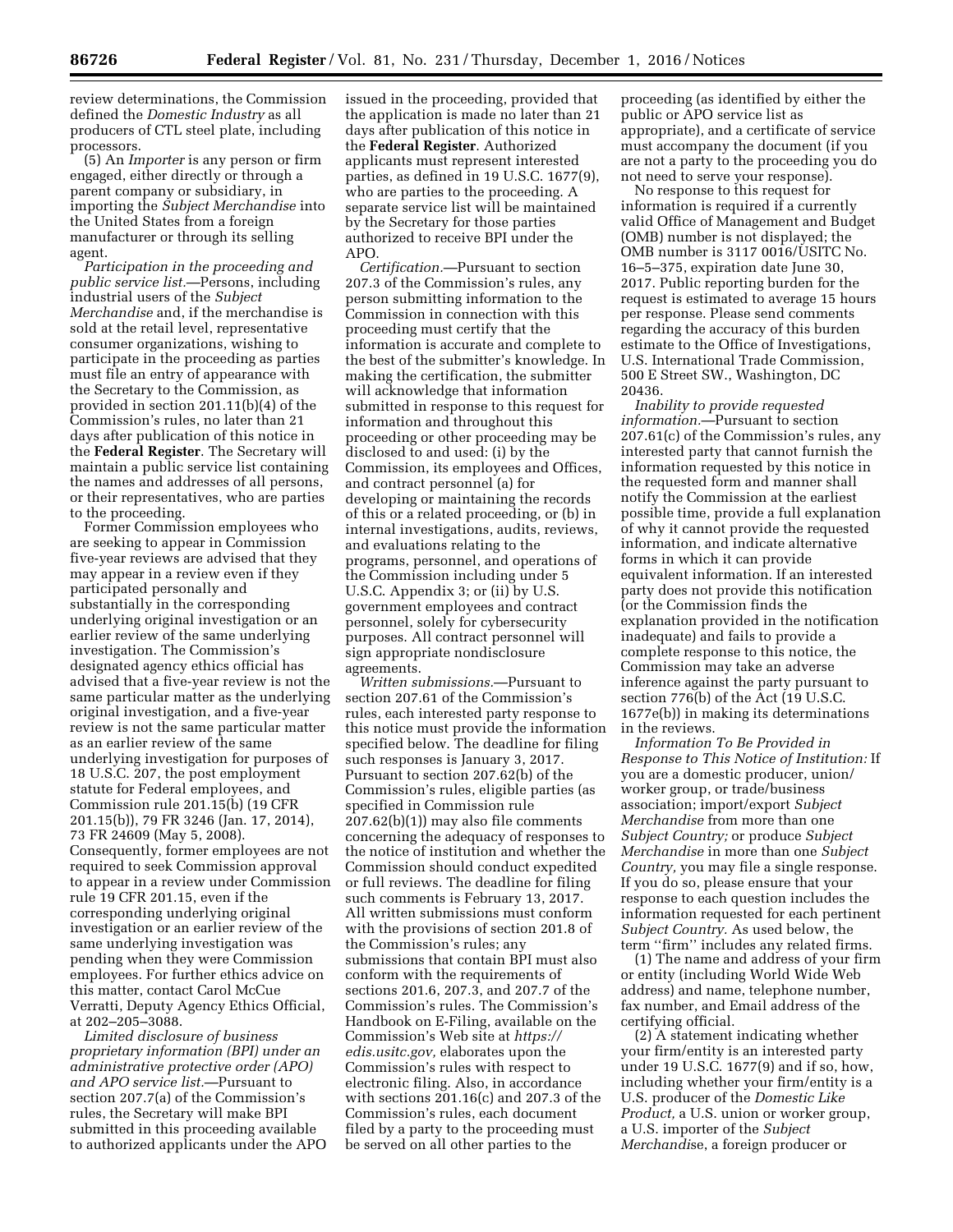review determinations, the Commission defined the *Domestic Industry* as all producers of CTL steel plate, including processors.

(5) An *Importer* is any person or firm engaged, either directly or through a parent company or subsidiary, in importing the *Subject Merchandise* into the United States from a foreign manufacturer or through its selling agent.

*Participation in the proceeding and public service list.*—Persons, including industrial users of the *Subject Merchandise* and, if the merchandise is sold at the retail level, representative consumer organizations, wishing to participate in the proceeding as parties must file an entry of appearance with the Secretary to the Commission, as provided in section 201.11(b)(4) of the Commission's rules, no later than 21 days after publication of this notice in the **Federal Register**. The Secretary will maintain a public service list containing the names and addresses of all persons, or their representatives, who are parties to the proceeding.

Former Commission employees who are seeking to appear in Commission five-year reviews are advised that they may appear in a review even if they participated personally and substantially in the corresponding underlying original investigation or an earlier review of the same underlying investigation. The Commission's designated agency ethics official has advised that a five-year review is not the same particular matter as the underlying original investigation, and a five-year review is not the same particular matter as an earlier review of the same underlying investigation for purposes of 18 U.S.C. 207, the post employment statute for Federal employees, and Commission rule 201.15(b) (19 CFR 201.15(b)), 79 FR 3246 (Jan. 17, 2014), 73 FR 24609 (May 5, 2008). Consequently, former employees are not required to seek Commission approval to appear in a review under Commission rule 19 CFR 201.15, even if the corresponding underlying original investigation or an earlier review of the same underlying investigation was pending when they were Commission employees. For further ethics advice on this matter, contact Carol McCue Verratti, Deputy Agency Ethics Official, at 202–205–3088.

*Limited disclosure of business proprietary information (BPI) under an administrative protective order (APO) and APO service list.*—Pursuant to section 207.7(a) of the Commission's rules, the Secretary will make BPI submitted in this proceeding available to authorized applicants under the APO issued in the proceeding, provided that the application is made no later than 21 days after publication of this notice in the **Federal Register**. Authorized applicants must represent interested parties, as defined in 19 U.S.C. 1677(9), who are parties to the proceeding. A separate service list will be maintained by the Secretary for those parties authorized to receive BPI under the APO.

*Certification.*—Pursuant to section 207.3 of the Commission's rules, any person submitting information to the Commission in connection with this proceeding must certify that the information is accurate and complete to the best of the submitter's knowledge. In making the certification, the submitter will acknowledge that information submitted in response to this request for information and throughout this proceeding or other proceeding may be disclosed to and used: (i) by the Commission, its employees and Offices, and contract personnel (a) for developing or maintaining the records of this or a related proceeding, or (b) in internal investigations, audits, reviews, and evaluations relating to the programs, personnel, and operations of the Commission including under 5 U.S.C. Appendix 3; or (ii) by U.S. government employees and contract personnel, solely for cybersecurity purposes. All contract personnel will sign appropriate nondisclosure agreements.

*Written submissions.*—Pursuant to section 207.61 of the Commission's rules, each interested party response to this notice must provide the information specified below. The deadline for filing such responses is January 3, 2017. Pursuant to section 207.62(b) of the Commission's rules, eligible parties (as specified in Commission rule 207.62(b)(1)) may also file comments concerning the adequacy of responses to the notice of institution and whether the Commission should conduct expedited or full reviews. The deadline for filing such comments is February 13, 2017. All written submissions must conform with the provisions of section 201.8 of the Commission's rules; any submissions that contain BPI must also conform with the requirements of sections 201.6, 207.3, and 207.7 of the Commission's rules. The Commission's Handbook on E-Filing, available on the Commission's Web site at *https://edis.usitc.gov,* elaborates upon the Commission's rules with respect to electronic filing. Also, in accordance with sections 201.16(c) and 207.3 of the Commission's rules, each document filed by a party to the proceeding must be served on all other parties to the proceeding (as identified by either the public or APO service list as appropriate), and a certificate of service must accompany the document (if you are not a party to the proceeding you do not need to serve your response).

No response to this request for information is required if a currently valid Office of Management and Budget (OMB) number is not displayed; the OMB number is 3117 0016/USITC No. 16–5–375, expiration date June 30, 2017. Public reporting burden for the request is estimated to average 15 hours per response. Please send comments regarding the accuracy of this burden estimate to the Office of Investigations, U.S. International Trade Commission, 500 E Street SW., Washington, DC 20436.

*Inability to provide requested information.*—Pursuant to section 207.61(c) of the Commission's rules, any interested party that cannot furnish the information requested by this notice in the requested form and manner shall notify the Commission at the earliest possible time, provide a full explanation of why it cannot provide the requested information, and indicate alternative forms in which it can provide equivalent information. If an interested party does not provide this notification (or the Commission finds the explanation provided in the notification inadequate) and fails to provide a complete response to this notice, the Commission may take an adverse inference against the party pursuant to section 776(b) of the Act (19 U.S.C. 1677e(b)) in making its determinations in the reviews.

*Information To Be Provided in Response to This Notice of Institution:* If you are a domestic producer, union/worker group, or trade/business association; import/export *Subject Merchandise* from more than one *Subject Country;* or produce *Subject Merchandise* in more than one *Subject Country,* you may file a single response. If you do so, please ensure that your response to each question includes the information requested for each pertinent *Subject Country.* As used below, the term "firm" includes any related firms.

(1) The name and address of your firm or entity (including World Wide Web address) and name, telephone number, fax number, and Email address of the certifying official.

(2) A statement indicating whether your firm/entity is an interested party under 19 U.S.C. 1677(9) and if so, how, including whether your firm/entity is a U.S. producer of the *Domestic Like Product,* a U.S. union or worker group, a U.S. importer of the *Subject Merchandise,* a foreign producer or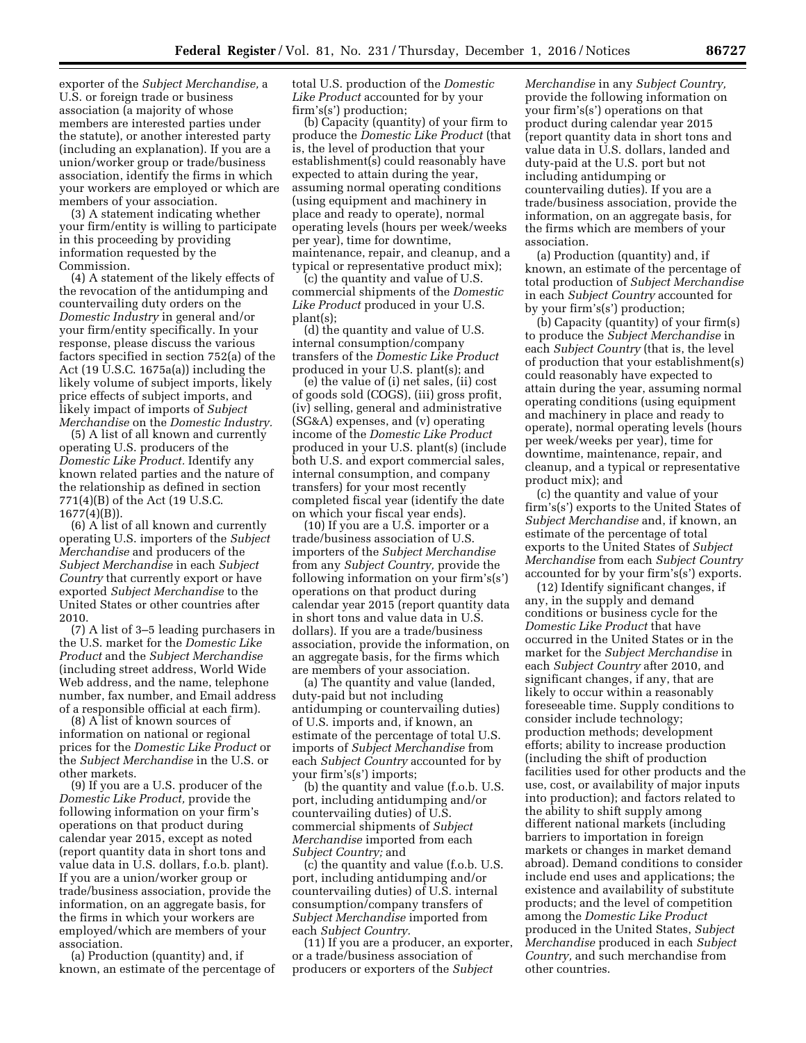exporter of the *Subject Merchandise,* a U.S. or foreign trade or business association (a majority of whose members are interested parties under the statute), or another interested party (including an explanation). If you are a union/worker group or trade/business association, identify the firms in which your workers are employed or which are members of your association.

(3) A statement indicating whether your firm/entity is willing to participate in this proceeding by providing information requested by the Commission.

(4) A statement of the likely effects of the revocation of the antidumping and countervailing duty orders on the *Domestic Industry* in general and/or your firm/entity specifically. In your response, please discuss the various factors specified in section 752(a) of the Act (19 U.S.C. 1675a(a)) including the likely volume of subject imports, likely price effects of subject imports, and likely impact of imports of *Subject Merchandise* on the *Domestic Industry.*

(5) A list of all known and currently operating U.S. producers of the *Domestic Like Product.* Identify any known related parties and the nature of the relationship as defined in section 771(4)(B) of the Act (19 U.S.C. 1677(4)(B)).

(6) A list of all known and currently operating U.S. importers of the *Subject Merchandise* and producers of the *Subject Merchandise* in each *Subject Country* that currently export or have exported *Subject Merchandise* to the United States or other countries after 2010.

(7) A list of 3–5 leading purchasers in the U.S. market for the *Domestic Like Product* and the *Subject Merchandise* (including street address, World Wide Web address, and the name, telephone number, fax number, and Email address of a responsible official at each firm).

(8) A list of known sources of information on national or regional prices for the *Domestic Like Product* or the *Subject Merchandise* in the U.S. or other markets.

(9) If you are a U.S. producer of the *Domestic Like Product,* provide the following information on your firm's operations on that product during calendar year 2015, except as noted (report quantity data in short tons and value data in U.S. dollars, f.o.b. plant). If you are a union/worker group or trade/business association, provide the information, on an aggregate basis, for the firms in which your workers are employed/which are members of your association.

(a) Production (quantity) and, if known, an estimate of the percentage of total U.S. production of the *Domestic Like Product* accounted for by your firm's(s') production;

(b) Capacity (quantity) of your firm to produce the *Domestic Like Product* (that is, the level of production that your establishment(s) could reasonably have expected to attain during the year, assuming normal operating conditions (using equipment and machinery in place and ready to operate), normal operating levels (hours per week/weeks per year), time for downtime, maintenance, repair, and cleanup, and a typical or representative product mix);

(c) the quantity and value of U.S. commercial shipments of the *Domestic Like Product* produced in your U.S. plant(s);

(d) the quantity and value of U.S. internal consumption/company transfers of the *Domestic Like Product* produced in your U.S. plant(s); and

(e) the value of (i) net sales, (ii) cost of goods sold (COGS), (iii) gross profit, (iv) selling, general and administrative (SG&A) expenses, and (v) operating income of the *Domestic Like Product* produced in your U.S. plant(s) (include both U.S. and export commercial sales, internal consumption, and company transfers) for your most recently completed fiscal year (identify the date on which your fiscal year ends).

(10) If you are a U.S. importer or a trade/business association of U.S. importers of the *Subject Merchandise* from any *Subject Country,* provide the following information on your firm's(s') operations on that product during calendar year 2015 (report quantity data in short tons and value data in U.S. dollars). If you are a trade/business association, provide the information, on an aggregate basis, for the firms which are members of your association.

(a) The quantity and value (landed, duty-paid but not including antidumping or countervailing duties) of U.S. imports and, if known, an estimate of the percentage of total U.S. imports of *Subject Merchandise* from each *Subject Country* accounted for by your firm's(s') imports;

(b) the quantity and value (f.o.b. U.S. port, including antidumping and/or countervailing duties) of U.S. commercial shipments of *Subject Merchandise* imported from each *Subject Country;* and

(c) the quantity and value (f.o.b. U.S. port, including antidumping and/or countervailing duties) of U.S. internal consumption/company transfers of *Subject Merchandise* imported from each *Subject Country.*

(11) If you are a producer, an exporter, or a trade/business association of producers or exporters of the *Subject Merchandise* in any *Subject Country,* provide the following information on your firm's(s') operations on that product during calendar year 2015 (report quantity data in short tons and value data in U.S. dollars, landed and duty-paid at the U.S. port but not including antidumping or countervailing duties). If you are a trade/business association, provide the information, on an aggregate basis, for the firms which are members of your association.

(a) Production (quantity) and, if known, an estimate of the percentage of total production of *Subject Merchandise* in each *Subject Country* accounted for by your firm's(s') production;

(b) Capacity (quantity) of your firm(s) to produce the *Subject Merchandise* in each *Subject Country* (that is, the level of production that your establishment(s) could reasonably have expected to attain during the year, assuming normal operating conditions (using equipment and machinery in place and ready to operate), normal operating levels (hours per week/weeks per year), time for downtime, maintenance, repair, and cleanup, and a typical or representative product mix); and

(c) the quantity and value of your firm's(s') exports to the United States of *Subject Merchandise* and, if known, an estimate of the percentage of total exports to the United States of *Subject Merchandise* from each *Subject Country* accounted for by your firm's(s') exports.

(12) Identify significant changes, if any, in the supply and demand conditions or business cycle for the *Domestic Like Product* that have occurred in the United States or in the market for the *Subject Merchandise* in each *Subject Country* after 2010, and significant changes, if any, that are likely to occur within a reasonably foreseeable time. Supply conditions to consider include technology; production methods; development efforts; ability to increase production (including the shift of production facilities used for other products and the use, cost, or availability of major inputs into production); and factors related to the ability to shift supply among different national markets (including barriers to importation in foreign markets or changes in market demand abroad). Demand conditions to consider include end uses and applications; the existence and availability of substitute products; and the level of competition among the *Domestic Like Product* produced in the United States, *Subject Merchandise* produced in each *Subject Country,* and such merchandise from other countries.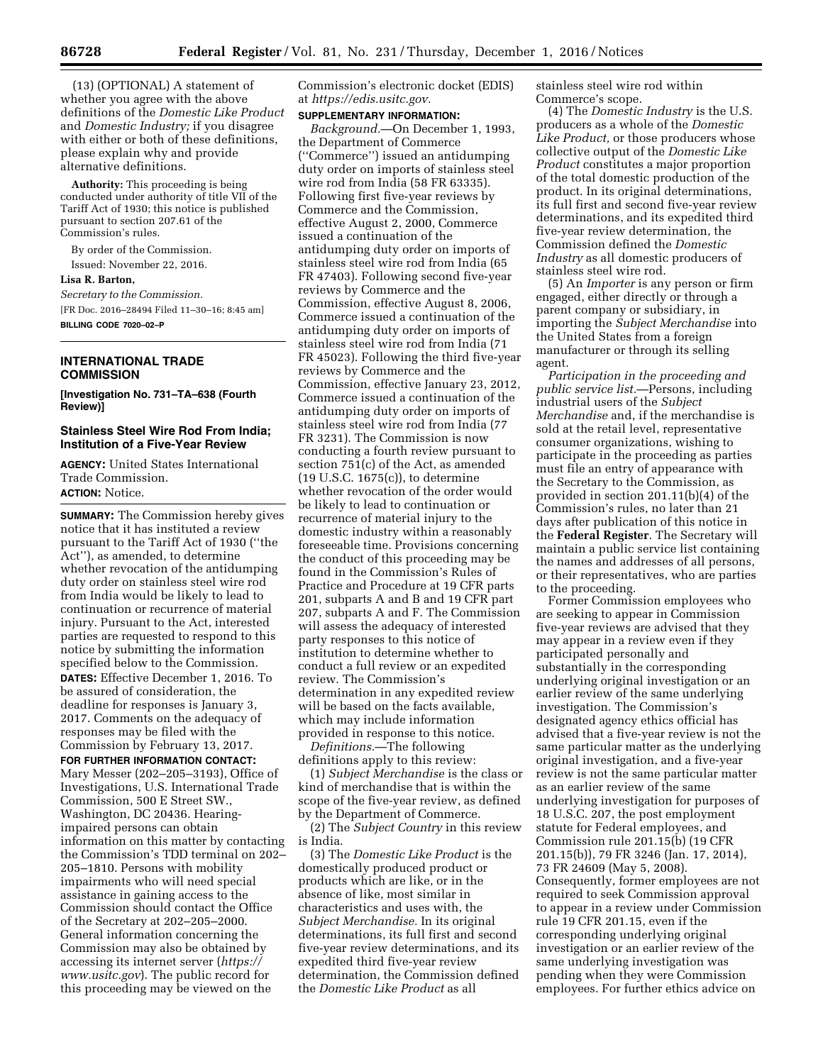(13) (OPTIONAL) A statement of whether you agree with the above definitions of the *Domestic Like Product* and *Domestic Industry;* if you disagree with either or both of these definitions, please explain why and provide alternative definitions.

**Authority:** This proceeding is being conducted under authority of title VII of the Tariff Act of 1930; this notice is published pursuant to section 207.61 of the Commission's rules.

By order of the Commission.

Issued: November 22, 2016.

**Lisa R. Barton,**

*Secretary to the Commission.*

[FR Doc. 2016–28494 Filed 11–30–16; 8:45 am]

**BILLING CODE 7020–02–P**

## INTERNATIONAL TRADE COMMISSION

**[Investigation No. 731–TA–638 (Fourth Review)]**

## Stainless Steel Wire Rod From India; Institution of a Five-Year Review

**AGENCY:** United States International Trade Commission.

**ACTION:** Notice.

**SUMMARY:** The Commission hereby gives notice that it has instituted a review pursuant to the Tariff Act of 1930 (''the Act''), as amended, to determine whether revocation of the antidumping duty order on stainless steel wire rod from India would be likely to lead to continuation or recurrence of material injury. Pursuant to the Act, interested parties are requested to respond to this notice by submitting the information specified below to the Commission.

**DATES:** Effective December 1, 2016. To be assured of consideration, the deadline for responses is January 3, 2017. Comments on the adequacy of responses may be filed with the Commission by February 13, 2017.

**FOR FURTHER INFORMATION CONTACT:** Mary Messer (202–205–3193), Office of Investigations, U.S. International Trade Commission, 500 E Street SW., Washington, DC 20436. Hearing-impaired persons can obtain information on this matter by contacting the Commission's TDD terminal on 202–205–1810. Persons with mobility impairments who will need special assistance in gaining access to the Commission should contact the Office of the Secretary at 202–205–2000. General information concerning the Commission may also be obtained by accessing its internet server (*https://www.usitc.gov*). The public record for this proceeding may be viewed on the Commission's electronic docket (EDIS) at *https://edis.usitc.gov.*

**SUPPLEMENTARY INFORMATION:**

*Background.*—On December 1, 1993, the Department of Commerce (''Commerce'') issued an antidumping duty order on imports of stainless steel wire rod from India (58 FR 63335). Following first five-year reviews by Commerce and the Commission, effective August 2, 2000, Commerce issued a continuation of the antidumping duty order on imports of stainless steel wire rod from India (65 FR 47403). Following second five-year reviews by Commerce and the Commission, effective August 8, 2006, Commerce issued a continuation of the antidumping duty order on imports of stainless steel wire rod from India (71 FR 45023). Following the third five-year reviews by Commerce and the Commission, effective January 23, 2012, Commerce issued a continuation of the antidumping duty order on imports of stainless steel wire rod from India (77 FR 3231). The Commission is now conducting a fourth review pursuant to section 751(c) of the Act, as amended (19 U.S.C. 1675(c)), to determine whether revocation of the order would be likely to lead to continuation or recurrence of material injury to the domestic industry within a reasonably foreseeable time. Provisions concerning the conduct of this proceeding may be found in the Commission's Rules of Practice and Procedure at 19 CFR parts 201, subparts A and B and 19 CFR part 207, subparts A and F. The Commission will assess the adequacy of interested party responses to this notice of institution to determine whether to conduct a full review or an expedited review. The Commission's determination in any expedited review will be based on the facts available, which may include information provided in response to this notice.

*Definitions.*—The following definitions apply to this review:

(1) *Subject Merchandise* is the class or kind of merchandise that is within the scope of the five-year review, as defined by the Department of Commerce.

(2) The *Subject Country* in this review is India.

(3) The *Domestic Like Product* is the domestically produced product or products which are like, or in the absence of like, most similar in characteristics and uses with, the *Subject Merchandise.* In its original determinations, its full first and second five-year review determinations, and its expedited third five-year review determination, the Commission defined the *Domestic Like Product* as all stainless steel wire rod within Commerce's scope.

(4) The *Domestic Industry* is the U.S. producers as a whole of the *Domestic Like Product,* or those producers whose collective output of the *Domestic Like Product* constitutes a major proportion of the total domestic production of the product. In its original determinations, its full first and second five-year review determinations, and its expedited third five-year review determination, the Commission defined the *Domestic Industry* as all domestic producers of stainless steel wire rod.

(5) An *Importer* is any person or firm engaged, either directly or through a parent company or subsidiary, in importing the *Subject Merchandise* into the United States from a foreign manufacturer or through its selling agent.

*Participation in the proceeding and public service list.*—Persons, including industrial users of the *Subject Merchandise* and, if the merchandise is sold at the retail level, representative consumer organizations, wishing to participate in the proceeding as parties must file an entry of appearance with the Secretary to the Commission, as provided in section 201.11(b)(4) of the Commission's rules, no later than 21 days after publication of this notice in the **Federal Register**. The Secretary will maintain a public service list containing the names and addresses of all persons, or their representatives, who are parties to the proceeding.

Former Commission employees who are seeking to appear in Commission five-year reviews are advised that they may appear in a review even if they participated personally and substantially in the corresponding underlying original investigation or an earlier review of the same underlying investigation. The Commission's designated agency ethics official has advised that a five-year review is not the same particular matter as the underlying original investigation, and a five-year review is not the same particular matter as an earlier review of the same underlying investigation for purposes of 18 U.S.C. 207, the post employment statute for Federal employees, and Commission rule 201.15(b) (19 CFR 201.15(b)), 79 FR 3246 (Jan. 17, 2014), 73 FR 24609 (May 5, 2008). Consequently, former employees are not required to seek Commission approval to appear in a review under Commission rule 19 CFR 201.15, even if the corresponding underlying original investigation or an earlier review of the same underlying investigation was pending when they were Commission employees. For further ethics advice on